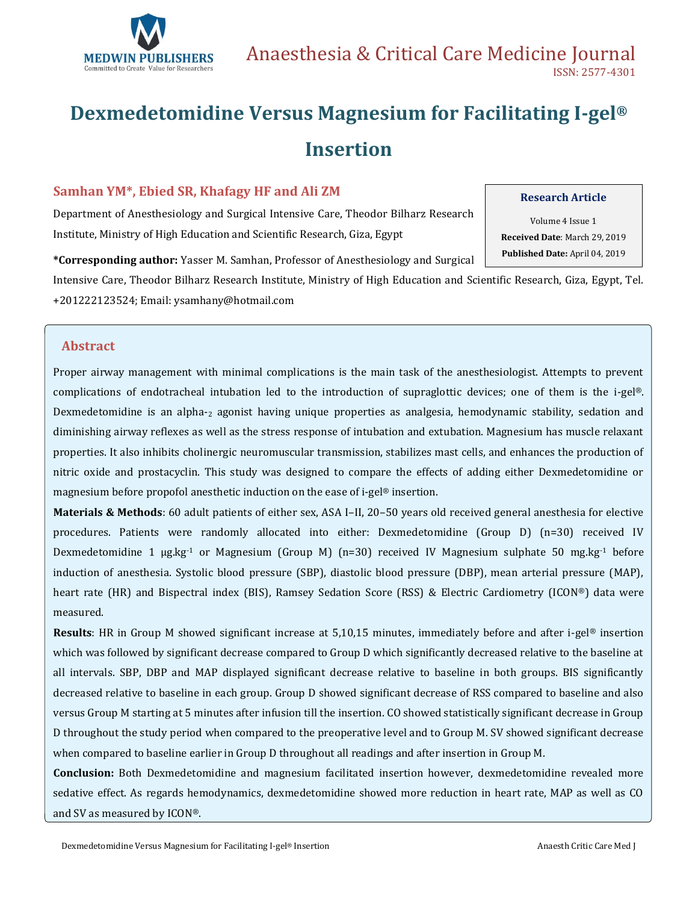# Dexmedetomidine Versus Magnesium for Facilitating I-gel® Insertion

**Samhan YM\*, Ebied SR, Khafagy HF and Ali ZM**

Department of Anesthesiology and Surgical Intensive Care, Theodor Bilharz Research Institute, Ministry of High Education and Scientific Research, Giza, Egypt

**\*Corresponding author:** Yasser M. Samhan, Professor of Anesthesiology and Surgical Intensive Care, Theodor Bilharz Research Institute, Ministry of High Education and Scientific Research, Giza, Egypt, Tel. +201222123524; Email: ysamhany@hotmail.com

**Research Article**

Volume 4 Issue 1

**Received Date**: March 29, 2019

**Published Date:** April 04, 2019

## Abstract

Proper airway management with minimal complications is the main task of the anesthesiologist. Attempts to prevent complications of endotracheal intubation led to the introduction of supraglottic devices; one of them is the i-gel®. Dexmedetomidine is an alpha-$_2$ agonist having unique properties as analgesia, hemodynamic stability, sedation and diminishing airway reflexes as well as the stress response of intubation and extubation. Magnesium has muscle relaxant properties. It also inhibits cholinergic neuromuscular transmission, stabilizes mast cells, and enhances the production of nitric oxide and prostacyclin. This study was designed to compare the effects of adding either Dexmedetomidine or magnesium before propofol anesthetic induction on the ease of i-gel® insertion.

**Materials & Methods**: 60 adult patients of either sex, ASA I–II, 20–50 years old received general anesthesia for elective procedures. Patients were randomly allocated into either: Dexmedetomidine (Group D) (n=30) received IV Dexmedetomidine 1 $\mu g.kg^{-1}$ or Magnesium (Group M) (n=30) received IV Magnesium sulphate 50 $mg.kg^{-1}$ before induction of anesthesia. Systolic blood pressure (SBP), diastolic blood pressure (DBP), mean arterial pressure (MAP), heart rate (HR) and Bispectral index (BIS), Ramsey Sedation Score (RSS) & Electric Cardiometry (ICON®) data were measured.

**Results**: HR in Group M showed significant increase at 5,10,15 minutes, immediately before and after i-gel® insertion which was followed by significant decrease compared to Group D which significantly decreased relative to the baseline at all intervals. SBP, DBP and MAP displayed significant decrease relative to baseline in both groups. BIS significantly decreased relative to baseline in each group. Group D showed significant decrease of RSS compared to baseline and also versus Group M starting at 5 minutes after infusion till the insertion. CO showed statistically significant decrease in Group D throughout the study period when compared to the preoperative level and to Group M. SV showed significant decrease when compared to baseline earlier in Group D throughout all readings and after insertion in Group M.

**Conclusion:** Both Dexmedetomidine and magnesium facilitated insertion however, dexmedetomidine revealed more sedative effect. As regards hemodynamics, dexmedetomidine showed more reduction in heart rate, MAP as well as CO and SV as measured by ICON®.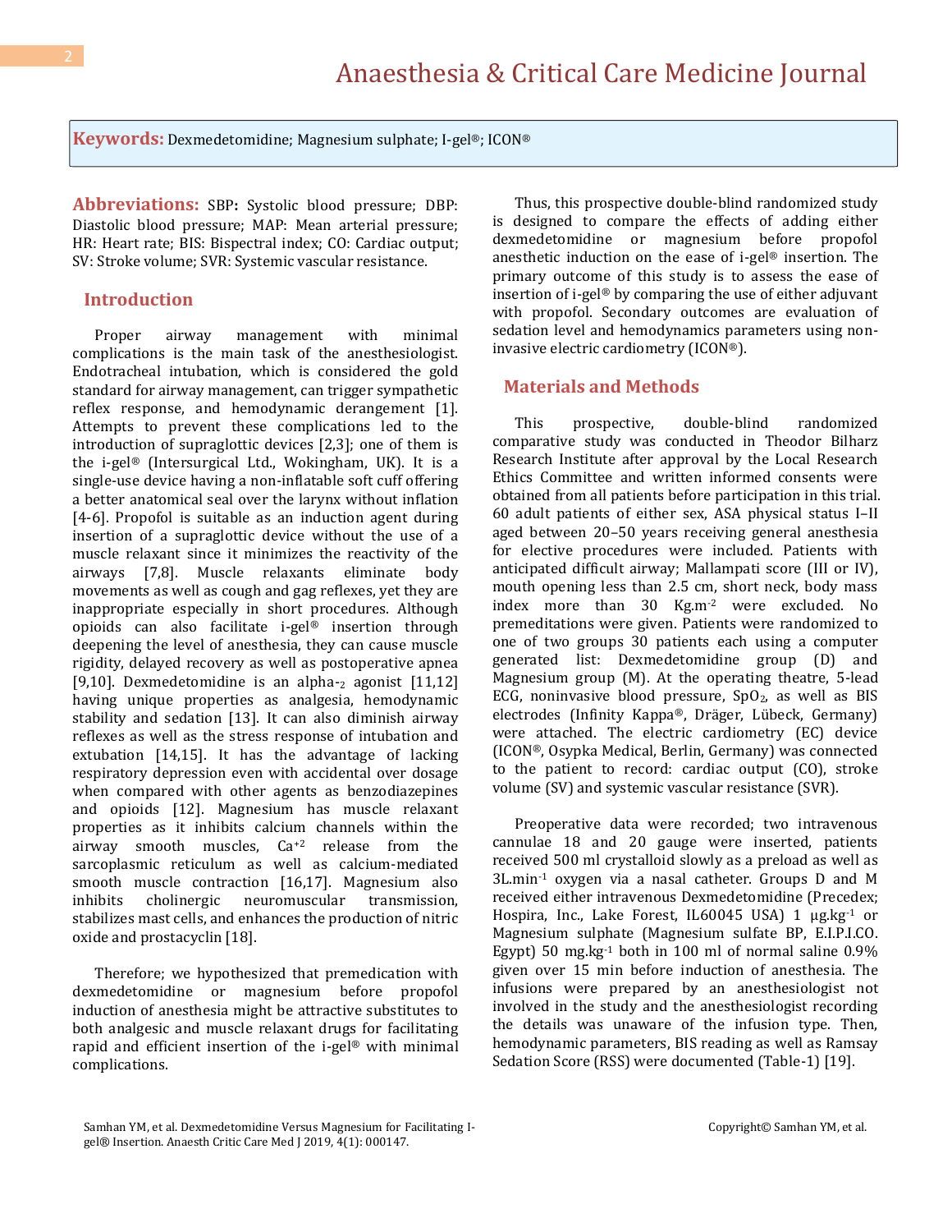**Keywords:** Dexmedetomidine; Magnesium sulphate; I-gel®; ICON®

**Abbreviations:** SBP: Systolic blood pressure; DBP: Diastolic blood pressure; MAP: Mean arterial pressure; HR: Heart rate; BIS: Bispectral index; CO: Cardiac output; SV: Stroke volume; SVR: Systemic vascular resistance.

## Introduction

Proper airway management with minimal complications is the main task of the anesthesiologist. Endotracheal intubation, which is considered the gold standard for airway management, can trigger sympathetic reflex response, and hemodynamic derangement [1]. Attempts to prevent these complications led to the introduction of supraglottic devices [2,3]; one of them is the i-gel® (Intersurgical Ltd., Wokingham, UK). It is a single-use device having a non-inflatable soft cuff offering a better anatomical seal over the larynx without inflation [4-6]. Propofol is suitable as an induction agent during insertion of a supraglottic device without the use of a muscle relaxant since it minimizes the reactivity of the airways [7,8]. Muscle relaxants eliminate body movements as well as cough and gag reflexes, yet they are inappropriate especially in short procedures. Although opioids can also facilitate i-gel® insertion through deepening the level of anesthesia, they can cause muscle rigidity, delayed recovery as well as postoperative apnea [9,10]. Dexmedetomidine is an alpha-$_2$ agonist [11,12] having unique properties as analgesia, hemodynamic stability and sedation [13]. It can also diminish airway reflexes as well as the stress response of intubation and extubation [14,15]. It has the advantage of lacking respiratory depression even with accidental over dosage when compared with other agents as benzodiazepines and opioids [12]. Magnesium has muscle relaxant properties as it inhibits calcium channels within the airway smooth muscles, $Ca^{+2}$ release from the sarcoplasmic reticulum as well as calcium-mediated smooth muscle contraction [16,17]. Magnesium also inhibits cholinergic neuromuscular transmission, stabilizes mast cells, and enhances the production of nitric oxide and prostacyclin [18].

Therefore; we hypothesized that premedication with dexmedetomidine or magnesium before propofol induction of anesthesia might be attractive substitutes to both analgesic and muscle relaxant drugs for facilitating rapid and efficient insertion of the i-gel® with minimal complications.

Thus, this prospective double-blind randomized study is designed to compare the effects of adding either dexmedetomidine or magnesium before propofol anesthetic induction on the ease of i-gel® insertion. The primary outcome of this study is to assess the ease of insertion of i-gel® by comparing the use of either adjuvant with propofol. Secondary outcomes are evaluation of sedation level and hemodynamics parameters using non-invasive electric cardiometry (ICON®).

## Materials and Methods

This prospective, double-blind randomized comparative study was conducted in Theodor Bilharz Research Institute after approval by the Local Research Ethics Committee and written informed consents were obtained from all patients before participation in this trial. 60 adult patients of either sex, ASA physical status I–II aged between 20–50 years receiving general anesthesia for elective procedures were included. Patients with anticipated difficult airway; Mallampati score (III or IV), mouth opening less than 2.5 cm, short neck, body mass index more than 30 $Kg.m^{-2}$ were excluded. No premeditations were given. Patients were randomized to one of two groups 30 patients each using a computer generated list: Dexmedetomidine group (D) and Magnesium group (M). At the operating theatre, 5-lead ECG, noninvasive blood pressure, $SpO_2$, as well as BIS electrodes (Infinity Kappa®, Dräger, Lübeck, Germany) were attached. The electric cardiometry (EC) device (ICON®, Osypka Medical, Berlin, Germany) was connected to the patient to record: cardiac output (CO), stroke volume (SV) and systemic vascular resistance (SVR).

Preoperative data were recorded; two intravenous cannulae 18 and 20 gauge were inserted, patients received 500 ml crystalloid slowly as a preload as well as $3L.min^{-1}$ oxygen via a nasal catheter. Groups D and M received either intravenous Dexmedetomidine (Precedex; Hospira, Inc., Lake Forest, IL60045 USA) 1 $\mu g.kg^{-1}$ or Magnesium sulphate (Magnesium sulfate BP, E.I.P.I.CO. Egypt) 50 $mg.kg^{-1}$ both in 100 ml of normal saline 0.9% given over 15 min before induction of anesthesia. The infusions were prepared by an anesthesiologist not involved in the study and the anesthesiologist recording the details was unaware of the infusion type. Then, hemodynamic parameters, BIS reading as well as Ramsay Sedation Score (RSS) were documented (Table-1) [19].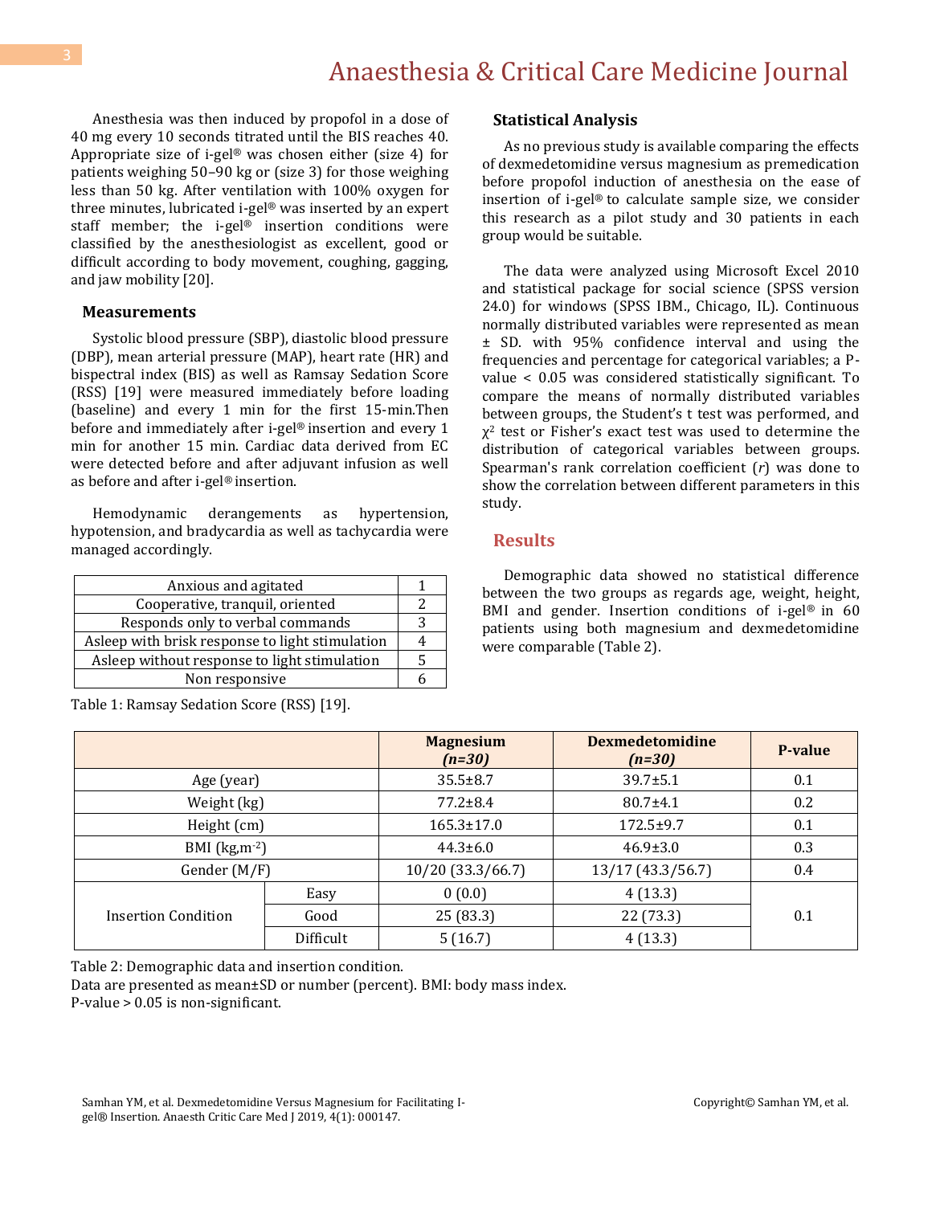Anesthesia was then induced by propofol in a dose of 40 mg every 10 seconds titrated until the BIS reaches 40. Appropriate size of i-gel® was chosen either (size 4) for patients weighing 50–90 kg or (size 3) for those weighing less than 50 kg. After ventilation with 100% oxygen for three minutes, lubricated i-gel® was inserted by an expert staff member; the i-gel® insertion conditions were classified by the anesthesiologist as excellent, good or difficult according to body movement, coughing, gagging, and jaw mobility [20].

### Measurements

Systolic blood pressure (SBP), diastolic blood pressure (DBP), mean arterial pressure (MAP), heart rate (HR) and bispectral index (BIS) as well as Ramsay Sedation Score (RSS) [19] were measured immediately before loading (baseline) and every 1 min for the first 15-min.Then before and immediately after i-gel® insertion and every 1 min for another 15 min. Cardiac data derived from EC were detected before and after adjuvant infusion as well as before and after i-gel® insertion.

Hemodynamic derangements as hypertension, hypotension, and bradycardia as well as tachycardia were managed accordingly.

| | |
|---|---|
| Anxious and agitated | 1 |
| Cooperative, tranquil, oriented | 2 |
| Responds only to verbal commands | 3 |
| Asleep with brisk response to light stimulation | 4 |
| Asleep without response to light stimulation | 5 |
| Non responsive | 6 |

Table 1: Ramsay Sedation Score (RSS) [19].

### Statistical Analysis

As no previous study is available comparing the effects of dexmedetomidine versus magnesium as premedication before propofol induction of anesthesia on the ease of insertion of i-gel® to calculate sample size, we consider this research as a pilot study and 30 patients in each group would be suitable.

The data were analyzed using Microsoft Excel 2010 and statistical package for social science (SPSS version 24.0) for windows (SPSS IBM., Chicago, IL). Continuous normally distributed variables were represented as mean ± SD. with 95% confidence interval and using the frequencies and percentage for categorical variables; a P-value < 0.05 was considered statistically significant. To compare the means of normally distributed variables between groups, the Student's t test was performed, and $\chi^2$ test or Fisher's exact test was used to determine the distribution of categorical variables between groups. Spearman's rank correlation coefficient (*r*) was done to show the correlation between different parameters in this study.

## Results

Demographic data showed no statistical difference between the two groups as regards age, weight, height, BMI and gender. Insertion conditions of i-gel® in 60 patients using both magnesium and dexmedetomidine were comparable (Table 2).

| | | Magnesium *(n=30)* | Dexmedetomidine *(n=30)* | P-value |
|---|---|---|---|---|
| Age (year) | | 35.5±8.7 | 39.7±5.1 | 0.1 |
| Weight (kg) | | 77.2±8.4 | 80.7±4.1 | 0.2 |
| Height (cm) | | 165.3±17.0 | 172.5±9.7 | 0.1 |
| BMI (kg,m$^{-2}$) | | 44.3±6.0 | 46.9±3.0 | 0.3 |
| Gender (M/F) | | 10/20 (33.3/66.7) | 13/17 (43.3/56.7) | 0.4 |
| Insertion Condition | Easy | 0 (0.0) | 4 (13.3) | 0.1 |
| | Good | 25 (83.3) | 22 (73.3) | |
| | Difficult | 5 (16.7) | 4 (13.3) | |

Table 2: Demographic data and insertion condition.
Data are presented as mean±SD or number (percent). BMI: body mass index.
P-value > 0.05 is non-significant.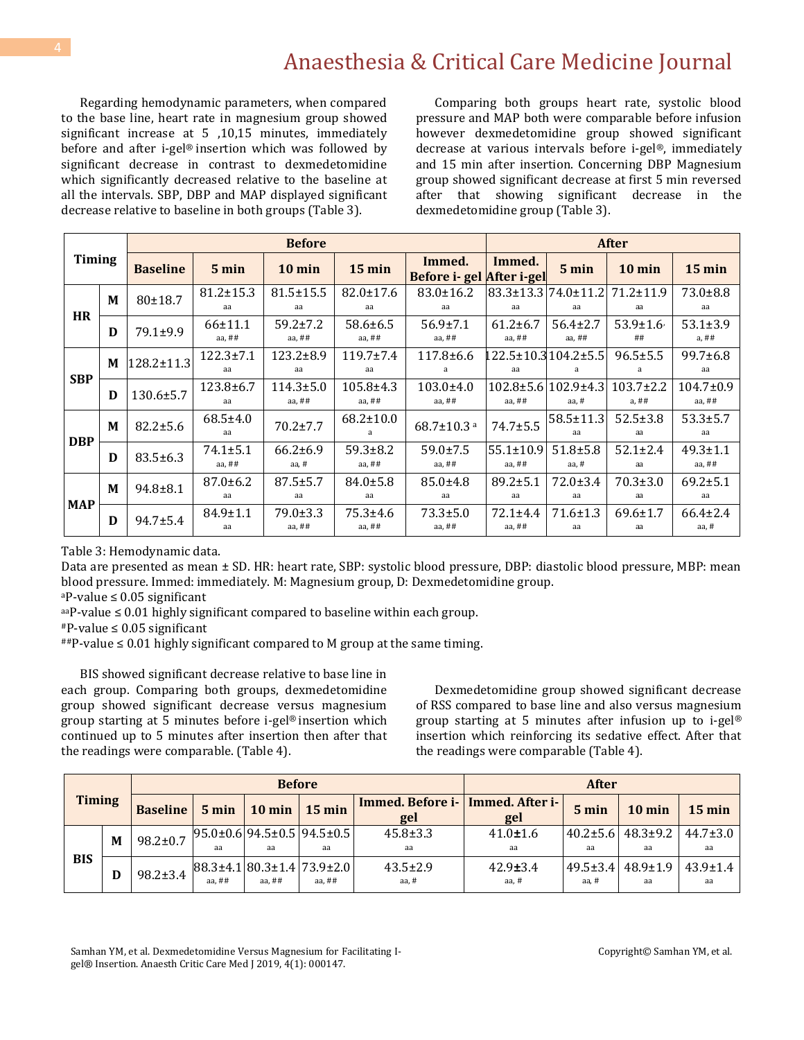Regarding hemodynamic parameters, when compared to the base line, heart rate in magnesium group showed significant increase at 5 ,10,15 minutes, immediately before and after i-gel® insertion which was followed by significant decrease in contrast to dexmedetomidine which significantly decreased relative to the baseline at all the intervals. SBP, DBP and MAP displayed significant decrease relative to baseline in both groups (Table 3).

Comparing both groups heart rate, systolic blood pressure and MAP both were comparable before infusion however dexmedetomidine group showed significant decrease at various intervals before i-gel®, immediately and 15 min after insertion. Concerning DBP Magnesium group showed significant decrease at first 5 min reversed after that showing significant decrease in the dexmedetomidine group (Table 3).

| Timing | | Before | | | | | After | | | |
|---|---|---|---|---|---|---|---|---|---|---|
| | | Baseline | 5 min | 10 min | 15 min | Immed. Before i-gel | Immed. After i-gel | 5 min | 10 min | 15 min |
| HR | M | 80±18.7 | 81.2±15.3 aa | 81.5±15.5 aa | 82.0±17.6 aa | 83.0±16.2 aa | 83.3±13.3 aa | 74.0±11.2 aa | 71.2±11.9 aa | 73.0±8.8 aa |
| | D | 79.1±9.9 | 66±11.1 aa, ## | 59.2±7.2 aa, ## | 58.6±6.5 aa, ## | 56.9±7.1 aa, ## | 61.2±6.7 aa, ## | 56.4±2.7 aa, ## | 53.9±1.6 ## | 53.1±3.9 a, ## |
| SBP | M | 128.2±11.3 | 122.3±7.1 aa | 123.2±8.9 aa | 119.7±7.4 aa | 117.8±6.6 a | 122.5±10.3 aa | 104.2±5.5 a | 96.5±5.5 a | 99.7±6.8 aa |
| | D | 130.6±5.7 | 123.8±6.7 aa | 114.3±5.0 aa, ## | 105.8±4.3 aa, ## | 103.0±4.0 aa, ## | 102.8±5.6 aa, ## | 102.9±4.3 aa, # | 103.7±2.2 a, ## | 104.7±0.9 aa, ## |
| DBP | M | 82.2±5.6 | 68.5±4.0 aa | 70.2±7.7 | 68.2±10.0 a | 68.7±10.3 a | 74.7±5.5 | 58.5±11.3 aa | 52.5±3.8 aa | 53.3±5.7 aa |
| | D | 83.5±6.3 | 74.1±5.1 aa, ## | 66.2±6.9 aa, # | 59.3±8.2 aa, ## | 59.0±7.5 aa, ## | 55.1±10.9 aa, ## | 51.8±5.8 aa, # | 52.1±2.4 aa | 49.3±1.1 aa, ## |
| MAP | M | 94.8±8.1 | 87.0±6.2 aa | 87.5±5.7 aa | 84.0±5.8 aa | 85.0±4.8 aa | 89.2±5.1 aa | 72.0±3.4 aa | 70.3±3.0 aa | 69.2±5.1 aa |
| | D | 94.7±5.4 | 84.9±1.1 aa | 79.0±3.3 aa, ## | 75.3±4.6 aa, ## | 73.3±5.0 aa, ## | 72.1±4.4 aa, ## | 71.6±1.3 aa | 69.6±1.7 aa | 66.4±2.4 aa, # |

Table 3: Hemodynamic data.

Data are presented as mean ± SD. HR: heart rate, SBP: systolic blood pressure, DBP: diastolic blood pressure, MBP: mean blood pressure. Immed: immediately. M: Magnesium group, D: Dexmedetomidine group.

[a]P-value ≤ 0.05 significant

[aa]P-value ≤ 0.01 highly significant compared to baseline within each group.

[#]P-value ≤ 0.05 significant

[##]P-value ≤ 0.01 highly significant compared to M group at the same timing.

BIS showed significant decrease relative to base line in each group. Comparing both groups, dexmedetomidine group showed significant decrease versus magnesium group starting at 5 minutes before i-gel® insertion which continued up to 5 minutes after insertion then after that the readings were comparable. (Table 4).

Dexmedetomidine group showed significant decrease of RSS compared to base line and also versus magnesium group starting at 5 minutes after infusion up to i-gel® insertion which reinforcing its sedative effect. After that the readings were comparable (Table 4).

| Timing | | Before | | | | | After | | | |
|---|---|---|---|---|---|---|---|---|---|---|
| | | Baseline | 5 min | 10 min | 15 min | Immed. Before i-gel | Immed. After i-gel | 5 min | 10 min | 15 min |
| BIS | M | 98.2±0.7 | 95.0±0.6 aa | 94.5±0.5 aa | 94.5±0.5 aa | 45.8±3.3 aa | 41.0±1.6 aa | 40.2±5.6 aa | 48.3±9.2 aa | 44.7±3.0 aa |
| | D | 98.2±3.4 | 88.3±4.1 aa, ## | 80.3±1.4 aa, ## | 73.9±2.0 aa, ## | 43.5±2.9 aa, # | 42.9±3.4 aa, # | 49.5±3.4 aa, # | 48.9±1.9 aa | 43.9±1.4 aa |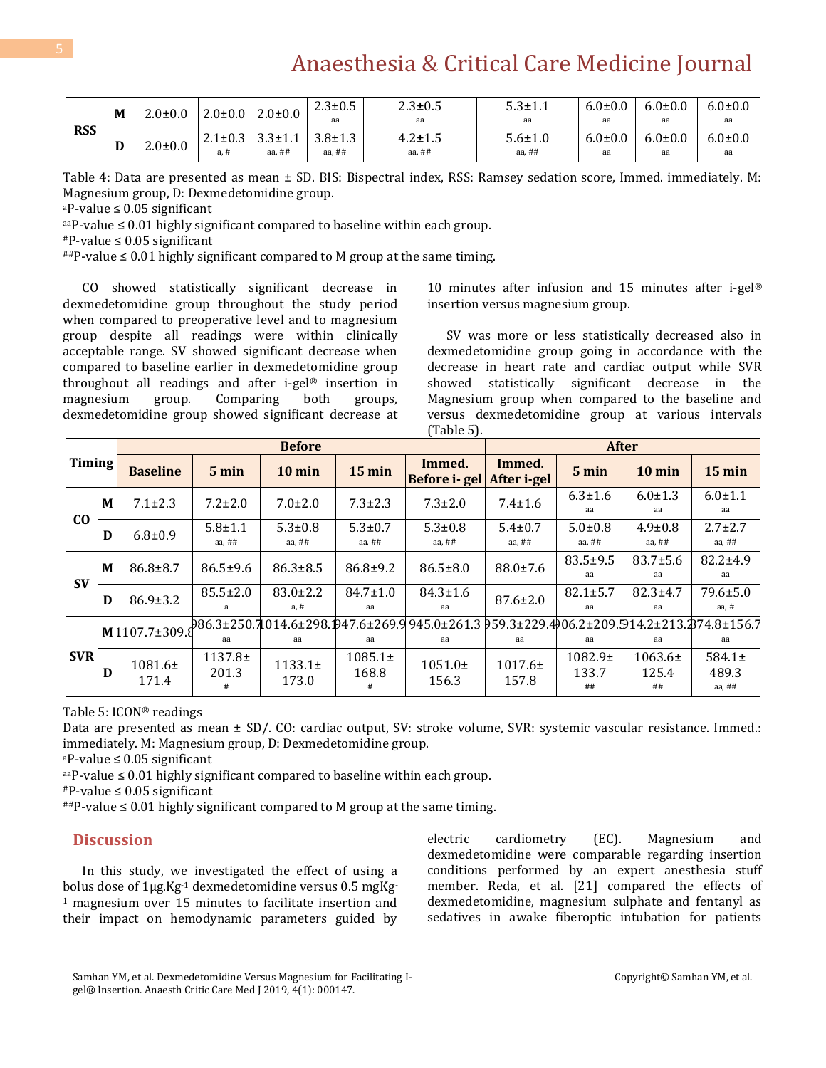| | | | | | | | | | | |
|---|---|---|---|---|---|---|---|---|---|---|
| RSS | M | 2.0±0.0 | 2.0±0.0 | 2.0±0.0 | 2.3±0.5 aa | 2.3±0.5 aa | 5.3±1.1 aa | 6.0±0.0 aa | 6.0±0.0 aa | 6.0±0.0 aa |
| | D | 2.0±0.0 | 2.1±0.3 a, # | 3.3±1.1 aa, ## | 3.8±1.3 aa, ## | 4.2±1.5 aa, ## | 5.6±1.0 aa, ## | 6.0±0.0 aa | 6.0±0.0 aa | 6.0±0.0 aa |

Table 4: Data are presented as mean ± SD. BIS: Bispectral index, RSS: Ramsey sedation score, Immed. immediately. M: Magnesium group, D: Dexmedetomidine group.

[a]P-value ≤ 0.05 significant

[aa]P-value ≤ 0.01 highly significant compared to baseline within each group.

[#]P-value ≤ 0.05 significant

[##]P-value ≤ 0.01 highly significant compared to M group at the same timing.

CO showed statistically significant decrease in dexmedetomidine group throughout the study period when compared to preoperative level and to magnesium group despite all readings were within clinically acceptable range. SV showed significant decrease when compared to baseline earlier in dexmedetomidine group throughout all readings and after i-gel® insertion in magnesium group. Comparing both groups, dexmedetomidine group showed significant decrease at 10 minutes after infusion and 15 minutes after i-gel® insertion versus magnesium group.

SV was more or less statistically decreased also in dexmedetomidine group going in accordance with the decrease in heart rate and cardiac output while SVR showed statistically significant decrease in the Magnesium group when compared to the baseline and versus dexmedetomidine group at various intervals (Table 5).

| Timing | | Before | | | | | After | | | |
|---|---|---|---|---|---|---|---|---|---|---|
| | | Baseline | 5 min | 10 min | 15 min | Immed. Before i-gel | Immed. After i-gel | 5 min | 10 min | 15 min |
| CO | M | 7.1±2.3 | 7.2±2.0 | 7.0±2.0 | 7.3±2.3 | 7.3±2.0 | 7.4±1.6 | 6.3±1.6 aa | 6.0±1.3 aa | 6.0±1.1 aa |
| | D | 6.8±0.9 | 5.8±1.1 aa, ## | 5.3±0.8 aa, ## | 5.3±0.7 aa, ## | 5.3±0.8 aa, ## | 5.4±0.7 aa, ## | 5.0±0.8 aa, ## | 4.9±0.8 aa, ## | 2.7±2.7 aa, ## |
| SV | M | 86.8±8.7 | 86.5±9.6 | 86.3±8.5 | 86.8±9.2 | 86.5±8.0 | 88.0±7.6 | 83.5±9.5 aa | 83.7±5.6 aa | 82.2±4.9 aa |
| | D | 86.9±3.2 | 85.5±2.0 a | 83.0±2.2 a, # | 84.7±1.0 aa | 84.3±1.6 aa | 87.6±2.0 | 82.1±5.7 aa | 82.3±4.7 aa | 79.6±5.0 aa, # |
| SVR | M | 1107.7±309.8 | 986.3±250.7 aa | 1014.6±298.1 aa | 947.6±269.9 aa | 945.0±261.3 aa | 959.3±229.4 aa | 906.2±209.5 aa | 914.2±213.2 aa | 874.8±156.7 aa |
| | D | 1081.6±171.4 | 1137.8±201.3 # | 1133.1±173.0 | 1085.1±168.8 # | 1051.0±156.3 | 1017.6±157.8 | 1082.9±133.7 ## | 1063.6±125.4 ## | 584.1±489.3 aa, ## |

Table 5: ICON® readings

Data are presented as mean ± SD/. CO: cardiac output, SV: stroke volume, SVR: systemic vascular resistance. Immed.: immediately. M: Magnesium group, D: Dexmedetomidine group.

[a]P-value ≤ 0.05 significant

[aa]P-value ≤ 0.01 highly significant compared to baseline within each group.

[#]P-value ≤ 0.05 significant

[##]P-value ≤ 0.01 highly significant compared to M group at the same timing.

## Discussion

In this study, we investigated the effect of using a bolus dose of 1μg.Kg$^{-1}$ dexmedetomidine versus 0.5 mgKg$^{-1}$ magnesium over 15 minutes to facilitate insertion and their impact on hemodynamic parameters guided by electric cardiometry (EC). Magnesium and dexmedetomidine were comparable regarding insertion conditions performed by an expert anesthesia stuff member. Reda, et al. [21] compared the effects of dexmedetomidine, magnesium sulphate and fentanyl as sedatives in awake fiberoptic intubation for patients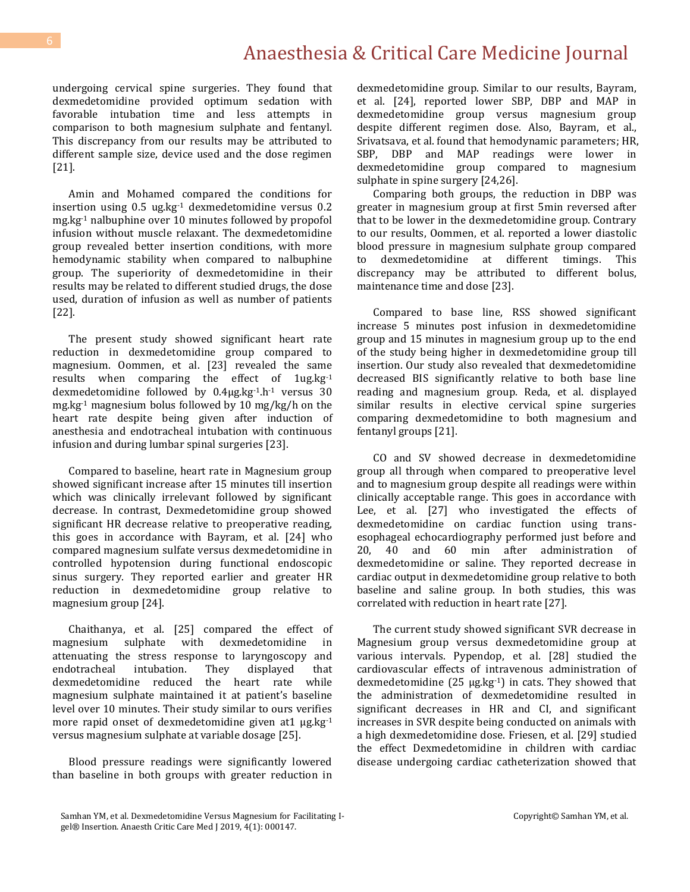undergoing cervical spine surgeries. They found that dexmedetomidine provided optimum sedation with favorable intubation time and less attempts in comparison to both magnesium sulphate and fentanyl. This discrepancy from our results may be attributed to different sample size, device used and the dose regimen [21].

Amin and Mohamed compared the conditions for insertion using 0.5 $ug.kg^{-1}$ dexmedetomidine versus 0.2 $mg.kg^{-1}$ nalbuphine over 10 minutes followed by propofol infusion without muscle relaxant. The dexmedetomidine group revealed better insertion conditions, with more hemodynamic stability when compared to nalbuphine group. The superiority of dexmedetomidine in their results may be related to different studied drugs, the dose used, duration of infusion as well as number of patients [22].

The present study showed significant heart rate reduction in dexmedetomidine group compared to magnesium. Oommen, et al. [23] revealed the same results when comparing the effect of $1ug.kg^{-1}$ dexmedetomidine followed by $0.4\mu g.kg^{-1}.h^{-1}$ versus 30 $mg.kg^{-1}$ magnesium bolus followed by 10 mg/kg/h on the heart rate despite being given after induction of anesthesia and endotracheal intubation with continuous infusion and during lumbar spinal surgeries [23].

Compared to baseline, heart rate in Magnesium group showed significant increase after 15 minutes till insertion which was clinically irrelevant followed by significant decrease. In contrast, Dexmedetomidine group showed significant HR decrease relative to preoperative reading, this goes in accordance with Bayram, et al. [24] who compared magnesium sulfate versus dexmedetomidine in controlled hypotension during functional endoscopic sinus surgery. They reported earlier and greater HR reduction in dexmedetomidine group relative to magnesium group [24].

Chaithanya, et al. [25] compared the effect of magnesium sulphate with dexmedetomidine in attenuating the stress response to laryngoscopy and endotracheal intubation. They displayed that dexmedetomidine reduced the heart rate while magnesium sulphate maintained it at patient's baseline level over 10 minutes. Their study similar to ours verifies more rapid onset of dexmedetomidine given at1 $\mu g.kg^{-1}$ versus magnesium sulphate at variable dosage [25].

Blood pressure readings were significantly lowered than baseline in both groups with greater reduction in dexmedetomidine group. Similar to our results, Bayram, et al. [24], reported lower SBP, DBP and MAP in dexmedetomidine group versus magnesium group despite different regimen dose. Also, Bayram, et al., Srivatsava, et al. found that hemodynamic parameters; HR, SBP, DBP and MAP readings were lower in dexmedetomidine group compared to magnesium sulphate in spine surgery [24,26].

Comparing both groups, the reduction in DBP was greater in magnesium group at first 5min reversed after that to be lower in the dexmedetomidine group. Contrary to our results, Oommen, et al. reported a lower diastolic blood pressure in magnesium sulphate group compared to dexmedetomidine at different timings. This discrepancy may be attributed to different bolus, maintenance time and dose [23].

Compared to base line, RSS showed significant increase 5 minutes post infusion in dexmedetomidine group and 15 minutes in magnesium group up to the end of the study being higher in dexmedetomidine group till insertion. Our study also revealed that dexmedetomidine decreased BIS significantly relative to both base line reading and magnesium group. Reda, et al. displayed similar results in elective cervical spine surgeries comparing dexmedetomidine to both magnesium and fentanyl groups [21].

CO and SV showed decrease in dexmedetomidine group all through when compared to preoperative level and to magnesium group despite all readings were within clinically acceptable range. This goes in accordance with Lee, et al. [27] who investigated the effects of dexmedetomidine on cardiac function using trans-esophageal echocardiography performed just before and 20, 40 and 60 min after administration of dexmedetomidine or saline. They reported decrease in cardiac output in dexmedetomidine group relative to both baseline and saline group. In both studies, this was correlated with reduction in heart rate [27].

The current study showed significant SVR decrease in Magnesium group versus dexmedetomidine group at various intervals. Pypendop, et al. [28] studied the cardiovascular effects of intravenous administration of dexmedetomidine (25 $\mu g.kg^{-1}$) in cats. They showed that the administration of dexmedetomidine resulted in significant decreases in HR and CI, and significant increases in SVR despite being conducted on animals with a high dexmedetomidine dose. Friesen, et al. [29] studied the effect Dexmedetomidine in children with cardiac disease undergoing cardiac catheterization showed that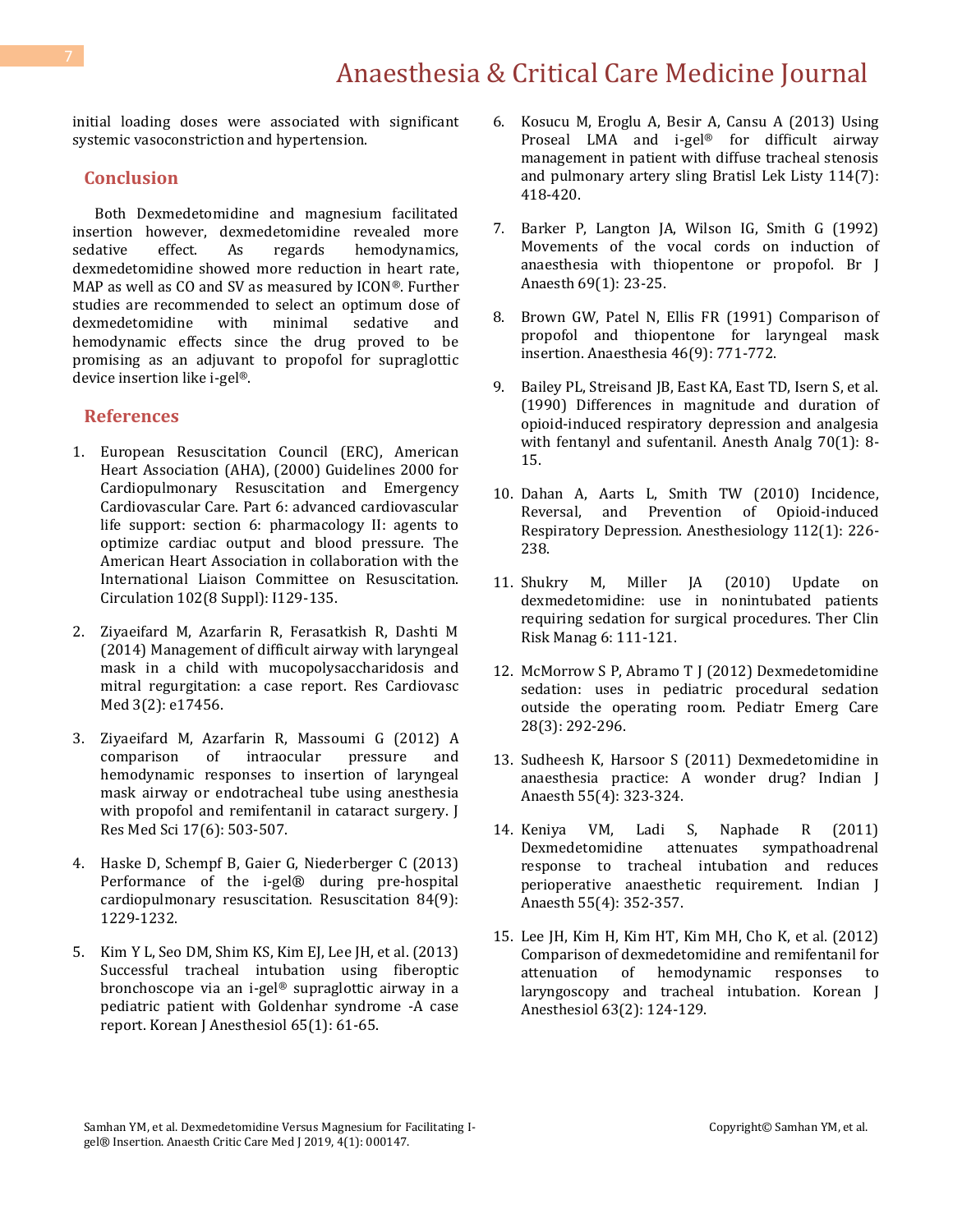initial loading doses were associated with significant systemic vasoconstriction and hypertension.

## Conclusion

Both Dexmedetomidine and magnesium facilitated insertion however, dexmedetomidine revealed more sedative effect. As regards hemodynamics, dexmedetomidine showed more reduction in heart rate, MAP as well as CO and SV as measured by ICON®. Further studies are recommended to select an optimum dose of dexmedetomidine with minimal sedative and hemodynamic effects since the drug proved to be promising as an adjuvant to propofol for supraglottic device insertion like i-gel®.

## References

1. European Resuscitation Council (ERC), American Heart Association (AHA), (2000) Guidelines 2000 for Cardiopulmonary Resuscitation and Emergency Cardiovascular Care. Part 6: advanced cardiovascular life support: section 6: pharmacology II: agents to optimize cardiac output and blood pressure. The American Heart Association in collaboration with the International Liaison Committee on Resuscitation. Circulation 102(8 Suppl): I129-135.

2. Ziyaeifard M, Azarfarin R, Ferasatkish R, Dashti M (2014) Management of difficult airway with laryngeal mask in a child with mucopolysaccharidosis and mitral regurgitation: a case report. Res Cardiovasc Med 3(2): e17456.

3. Ziyaeifard M, Azarfarin R, Massoumi G (2012) A comparison of intraocular pressure and hemodynamic responses to insertion of laryngeal mask airway or endotracheal tube using anesthesia with propofol and remifentanil in cataract surgery. J Res Med Sci 17(6): 503-507.

4. Haske D, Schempf B, Gaier G, Niederberger C (2013) Performance of the i-gel® during pre-hospital cardiopulmonary resuscitation. Resuscitation 84(9): 1229-1232.

5. Kim Y L, Seo DM, Shim KS, Kim EJ, Lee JH, et al. (2013) Successful tracheal intubation using fiberoptic bronchoscope via an i-gel® supraglottic airway in a pediatric patient with Goldenhar syndrome -A case report. Korean J Anesthesiol 65(1): 61-65.

6. Kosucu M, Eroglu A, Besir A, Cansu A (2013) Using Proseal LMA and i-gel® for difficult airway management in patient with diffuse tracheal stenosis and pulmonary artery sling Bratisl Lek Listy 114(7): 418-420.

7. Barker P, Langton JA, Wilson IG, Smith G (1992) Movements of the vocal cords on induction of anaesthesia with thiopentone or propofol. Br J Anaesth 69(1): 23-25.

8. Brown GW, Patel N, Ellis FR (1991) Comparison of propofol and thiopentone for laryngeal mask insertion. Anaesthesia 46(9): 771-772.

9. Bailey PL, Streisand JB, East KA, East TD, Isern S, et al. (1990) Differences in magnitude and duration of opioid-induced respiratory depression and analgesia with fentanyl and sufentanil. Anesth Analg 70(1): 8-15.

10. Dahan A, Aarts L, Smith TW (2010) Incidence, Reversal, and Prevention of Opioid-induced Respiratory Depression. Anesthesiology 112(1): 226-238.

11. Shukry M, Miller JA (2010) Update on dexmedetomidine: use in nonintubated patients requiring sedation for surgical procedures. Ther Clin Risk Manag 6: 111-121.

12. McMorrow S P, Abramo T J (2012) Dexmedetomidine sedation: uses in pediatric procedural sedation outside the operating room. Pediatr Emerg Care 28(3): 292-296.

13. Sudheesh K, Harsoor S (2011) Dexmedetomidine in anaesthesia practice: A wonder drug? Indian J Anaesth 55(4): 323-324.

14. Keniya VM, Ladi S, Naphade R (2011) Dexmedetomidine attenuates sympathoadrenal response to tracheal intubation and reduces perioperative anaesthetic requirement. Indian J Anaesth 55(4): 352-357.

15. Lee JH, Kim H, Kim HT, Kim MH, Cho K, et al. (2012) Comparison of dexmedetomidine and remifentanil for attenuation of hemodynamic responses to laryngoscopy and tracheal intubation. Korean J Anesthesiol 63(2): 124-129.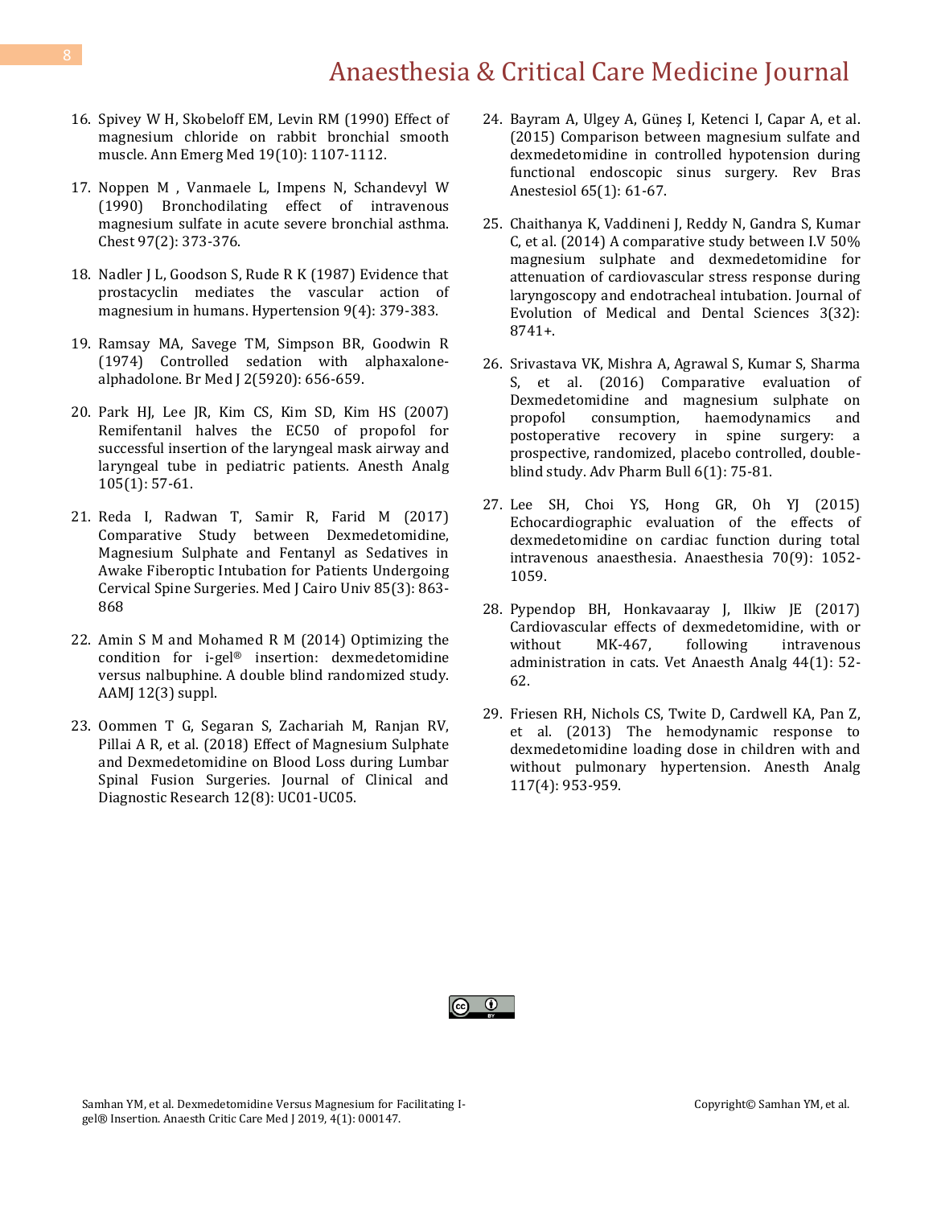16. Spivey W H, Skobeloff EM, Levin RM (1990) Effect of magnesium chloride on rabbit bronchial smooth muscle. Ann Emerg Med 19(10): 1107-1112.

17. Noppen M , Vanmaele L, Impens N, Schandevyl W (1990) Bronchodilating effect of intravenous magnesium sulfate in acute severe bronchial asthma. Chest 97(2): 373-376.

18. Nadler J L, Goodson S, Rude R K (1987) Evidence that prostacyclin mediates the vascular action of magnesium in humans. Hypertension 9(4): 379-383.

19. Ramsay MA, Savege TM, Simpson BR, Goodwin R (1974) Controlled sedation with alphaxalone-alphadolone. Br Med J 2(5920): 656-659.

20. Park HJ, Lee JR, Kim CS, Kim SD, Kim HS (2007) Remifentanil halves the EC50 of propofol for successful insertion of the laryngeal mask airway and laryngeal tube in pediatric patients. Anesth Analg 105(1): 57-61.

21. Reda I, Radwan T, Samir R, Farid M (2017) Comparative Study between Dexmedetomidine, Magnesium Sulphate and Fentanyl as Sedatives in Awake Fiberoptic Intubation for Patients Undergoing Cervical Spine Surgeries. Med J Cairo Univ 85(3): 863-868

22. Amin S M and Mohamed R M (2014) Optimizing the condition for i-gel® insertion: dexmedetomidine versus nalbuphine. A double blind randomized study. AAMJ 12(3) suppl.

23. Oommen T G, Segaran S, Zachariah M, Ranjan RV, Pillai A R, et al. (2018) Effect of Magnesium Sulphate and Dexmedetomidine on Blood Loss during Lumbar Spinal Fusion Surgeries. Journal of Clinical and Diagnostic Research 12(8): UC01-UC05.

24. Bayram A, Ulgey A, Güneş I, Ketenci I, Capar A, et al. (2015) Comparison between magnesium sulfate and dexmedetomidine in controlled hypotension during functional endoscopic sinus surgery. Rev Bras Anestesiol 65(1): 61-67.

25. Chaithanya K, Vaddineni J, Reddy N, Gandra S, Kumar C, et al. (2014) A comparative study between I.V 50% magnesium sulphate and dexmedetomidine for attenuation of cardiovascular stress response during laryngoscopy and endotracheal intubation. Journal of Evolution of Medical and Dental Sciences 3(32): 8741+.

26. Srivastava VK, Mishra A, Agrawal S, Kumar S, Sharma S, et al. (2016) Comparative evaluation of Dexmedetomidine and magnesium sulphate on propofol consumption, haemodynamics and postoperative recovery in spine surgery: a prospective, randomized, placebo controlled, double-blind study. Adv Pharm Bull 6(1): 75-81.

27. Lee SH, Choi YS, Hong GR, Oh YJ (2015) Echocardiographic evaluation of the effects of dexmedetomidine on cardiac function during total intravenous anaesthesia. Anaesthesia 70(9): 1052-1059.

28. Pypendop BH, Honkavaaray J, Ilkiw JE (2017) Cardiovascular effects of dexmedetomidine, with or without MK-467, following intravenous administration in cats. Vet Anaesth Analg 44(1): 52-62.

29. Friesen RH, Nichols CS, Twite D, Cardwell KA, Pan Z, et al. (2013) The hemodynamic response to dexmedetomidine loading dose in children with and without pulmonary hypertension. Anesth Analg 117(4): 953-959.